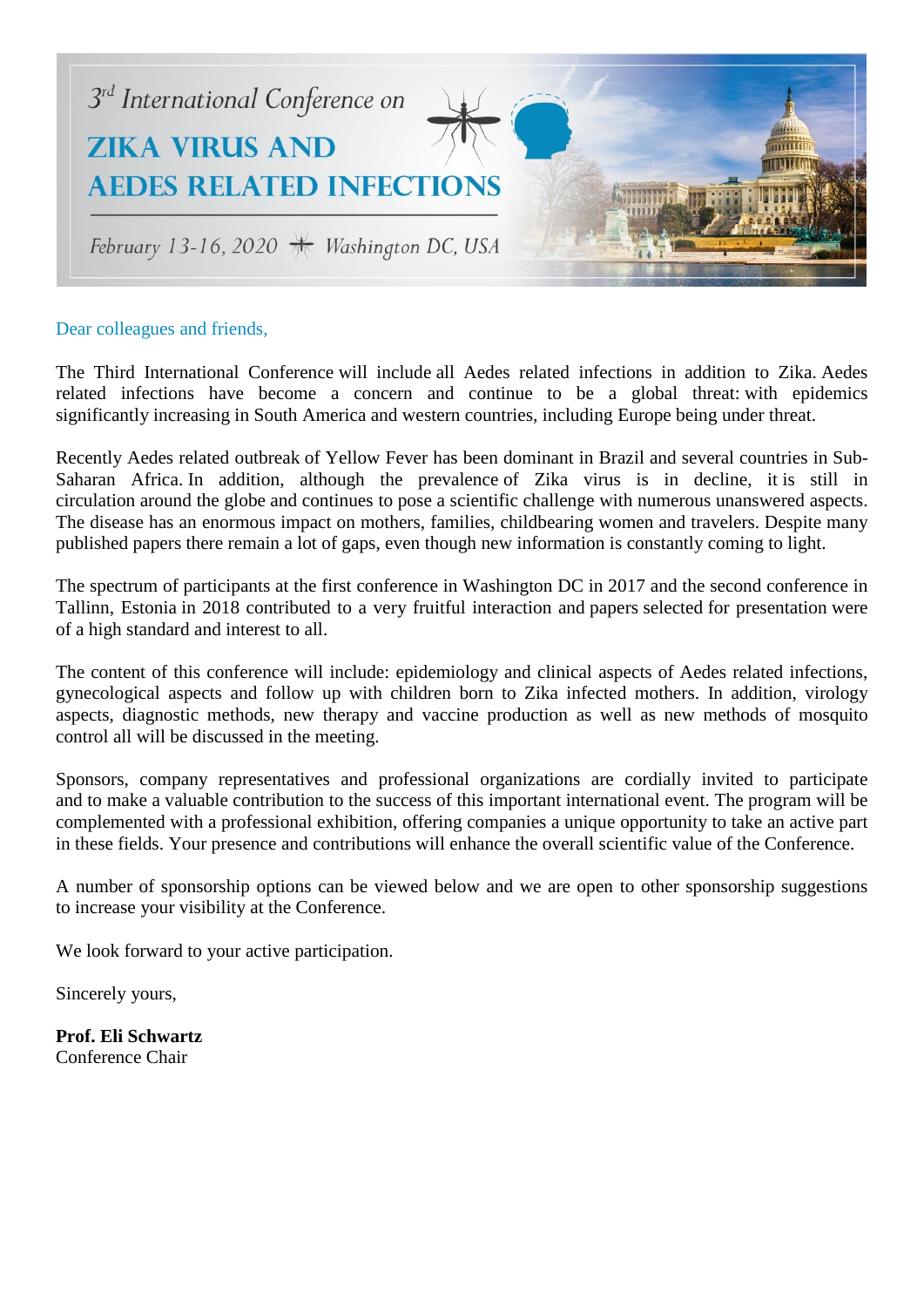3rd International Conference on

# ZIKA VIRUS AND AEDES RELATED INFECTIONS

*February 13-16, 2020 — Washington DC, USA*

Dear colleagues and friends,

The Third International Conference will include all Aedes related infections in addition to Zika. Aedes related infections have become a concern and continue to be a global threat: with epidemics significantly increasing in South America and western countries, including Europe being under threat.

Recently Aedes related outbreak of Yellow Fever has been dominant in Brazil and several countries in Sub-Saharan Africa. In addition, although the prevalence of Zika virus is in decline, it is still in circulation around the globe and continues to pose a scientific challenge with numerous unanswered aspects. The disease has an enormous impact on mothers, families, childbearing women and travelers. Despite many published papers there remain a lot of gaps, even though new information is constantly coming to light.

The spectrum of participants at the first conference in Washington DC in 2017 and the second conference in Tallinn, Estonia in 2018 contributed to a very fruitful interaction and papers selected for presentation were of a high standard and interest to all.

The content of this conference will include: epidemiology and clinical aspects of Aedes related infections, gynecological aspects and follow up with children born to Zika infected mothers. In addition, virology aspects, diagnostic methods, new therapy and vaccine production as well as new methods of mosquito control all will be discussed in the meeting.

Sponsors, company representatives and professional organizations are cordially invited to participate and to make a valuable contribution to the success of this important international event. The program will be complemented with a professional exhibition, offering companies a unique opportunity to take an active part in these fields. Your presence and contributions will enhance the overall scientific value of the Conference.

A number of sponsorship options can be viewed below and we are open to other sponsorship suggestions to increase your visibility at the Conference.

We look forward to your active participation.

Sincerely yours,

**Prof. Eli Schwartz**
Conference Chair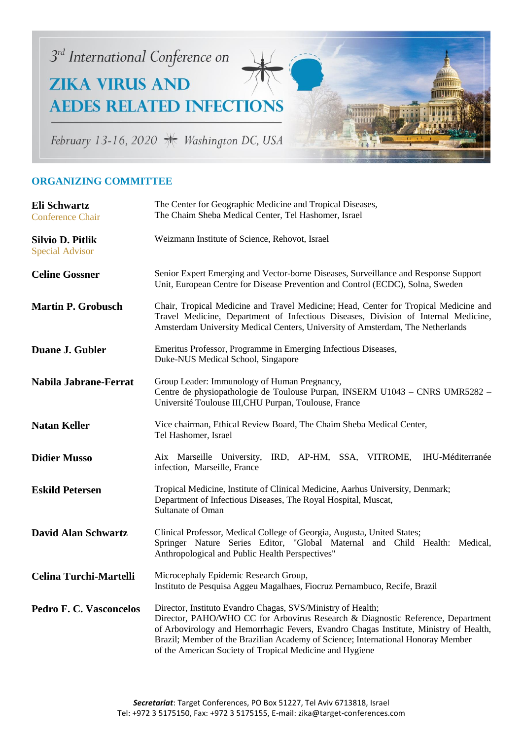3rd International Conference on

# ZIKA VIRUS AND AEDES RELATED INFECTIONS

February 13-16, 2020 Washington DC, USA

## ORGANIZING COMMITTEE

| | |
|---|---|
| **Eli Schwartz**<br>Conference Chair | The Center for Geographic Medicine and Tropical Diseases,<br>The Chaim Sheba Medical Center, Tel Hashomer, Israel |
| **Silvio D. Pitlik**<br>Special Advisor | Weizmann Institute of Science, Rehovot, Israel |
| **Celine Gossner** | Senior Expert Emerging and Vector-borne Diseases, Surveillance and Response Support Unit, European Centre for Disease Prevention and Control (ECDC), Solna, Sweden |
| **Martin P. Grobusch** | Chair, Tropical Medicine and Travel Medicine; Head, Center for Tropical Medicine and Travel Medicine, Department of Infectious Diseases, Division of Internal Medicine, Amsterdam University Medical Centers, University of Amsterdam, The Netherlands |
| **Duane J. Gubler** | Emeritus Professor, Programme in Emerging Infectious Diseases,<br>Duke-NUS Medical School, Singapore |
| **Nabila Jabrane-Ferrat** | Group Leader: Immunology of Human Pregnancy,<br>Centre de physiopathologie de Toulouse Purpan, INSERM U1043 – CNRS UMR5282 – Université Toulouse III,CHU Purpan, Toulouse, France |
| **Natan Keller** | Vice chairman, Ethical Review Board, The Chaim Sheba Medical Center,<br>Tel Hashomer, Israel |
| **Didier Musso** | Aix Marseille University, IRD, AP-HM, SSA, VITROME, IHU-Méditerranée infection, Marseille, France |
| **Eskild Petersen** | Tropical Medicine, Institute of Clinical Medicine, Aarhus University, Denmark;<br>Department of Infectious Diseases, The Royal Hospital, Muscat,<br>Sultanate of Oman |
| **David Alan Schwartz** | Clinical Professor, Medical College of Georgia, Augusta, United States;<br>Springer Nature Series Editor, "Global Maternal and Child Health: Medical, Anthropological and Public Health Perspectives" |
| **Celina Turchi-Martelli** | Microcephaly Epidemic Research Group,<br>Instituto de Pesquisa Aggeu Magalhaes, Fiocruz Pernambuco, Recife, Brazil |
| **Pedro F. C. Vasconcelos** | Director, Instituto Evandro Chagas, SVS/Ministry of Health;<br>Director, PAHO/WHO CC for Arbovirus Research & Diagnostic Reference, Department of Arbovirology and Hemorrhagic Fevers, Evandro Chagas Institute, Ministry of Health, Brazil; Member of the Brazilian Academy of Science; International Honoray Member of the American Society of Tropical Medicine and Hygiene |

***Secretariat***: Target Conferences, PO Box 51227, Tel Aviv 6713818, Israel
Tel: +972 3 5175150, Fax: +972 3 5175155, E-mail: zika@target-conferences.com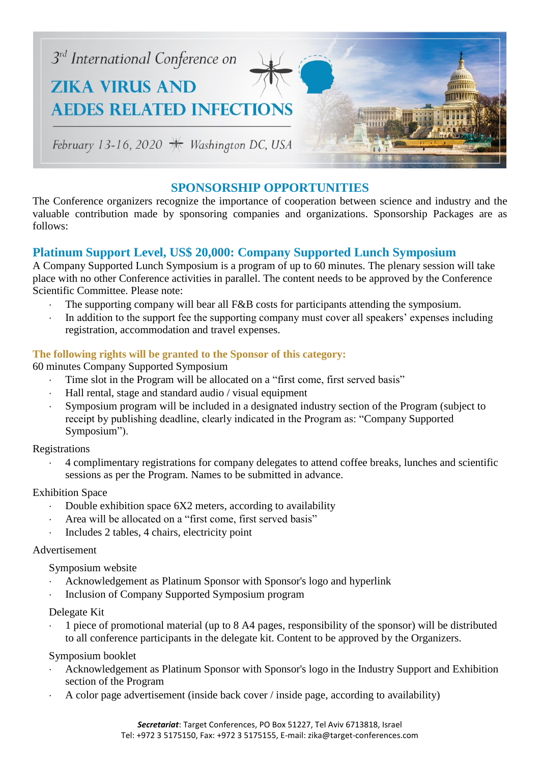3rd International Conference on

# ZIKA VIRUS AND AEDES RELATED INFECTIONS

February 13-16, 2020 · Washington DC, USA

## SPONSORSHIP OPPORTUNITIES

The Conference organizers recognize the importance of cooperation between science and industry and the valuable contribution made by sponsoring companies and organizations. Sponsorship Packages are as follows:

### Platinum Support Level, US$ 20,000: Company Supported Lunch Symposium

A Company Supported Lunch Symposium is a program of up to 60 minutes. The plenary session will take place with no other Conference activities in parallel. The content needs to be approved by the Conference Scientific Committee. Please note:

- The supporting company will bear all F&B costs for participants attending the symposium.
- In addition to the support fee the supporting company must cover all speakers' expenses including registration, accommodation and travel expenses.

#### The following rights will be granted to the Sponsor of this category:

60 minutes Company Supported Symposium

- Time slot in the Program will be allocated on a "first come, first served basis"
- Hall rental, stage and standard audio / visual equipment
- Symposium program will be included in a designated industry section of the Program (subject to receipt by publishing deadline, clearly indicated in the Program as: "Company Supported Symposium").

Registrations

- 4 complimentary registrations for company delegates to attend coffee breaks, lunches and scientific sessions as per the Program. Names to be submitted in advance.

Exhibition Space

- Double exhibition space 6X2 meters, according to availability
- Area will be allocated on a "first come, first served basis"
- Includes 2 tables, 4 chairs, electricity point

Advertisement

Symposium website

- Acknowledgement as Platinum Sponsor with Sponsor's logo and hyperlink
- Inclusion of Company Supported Symposium program

Delegate Kit

- 1 piece of promotional material (up to 8 A4 pages, responsibility of the sponsor) will be distributed to all conference participants in the delegate kit. Content to be approved by the Organizers.

Symposium booklet

- Acknowledgement as Platinum Sponsor with Sponsor's logo in the Industry Support and Exhibition section of the Program
- A color page advertisement (inside back cover / inside page, according to availability)

***Secretariat***: Target Conferences, PO Box 51227, Tel Aviv 6713818, Israel
Tel: +972 3 5175150, Fax: +972 3 5175155, E-mail: zika@target-conferences.com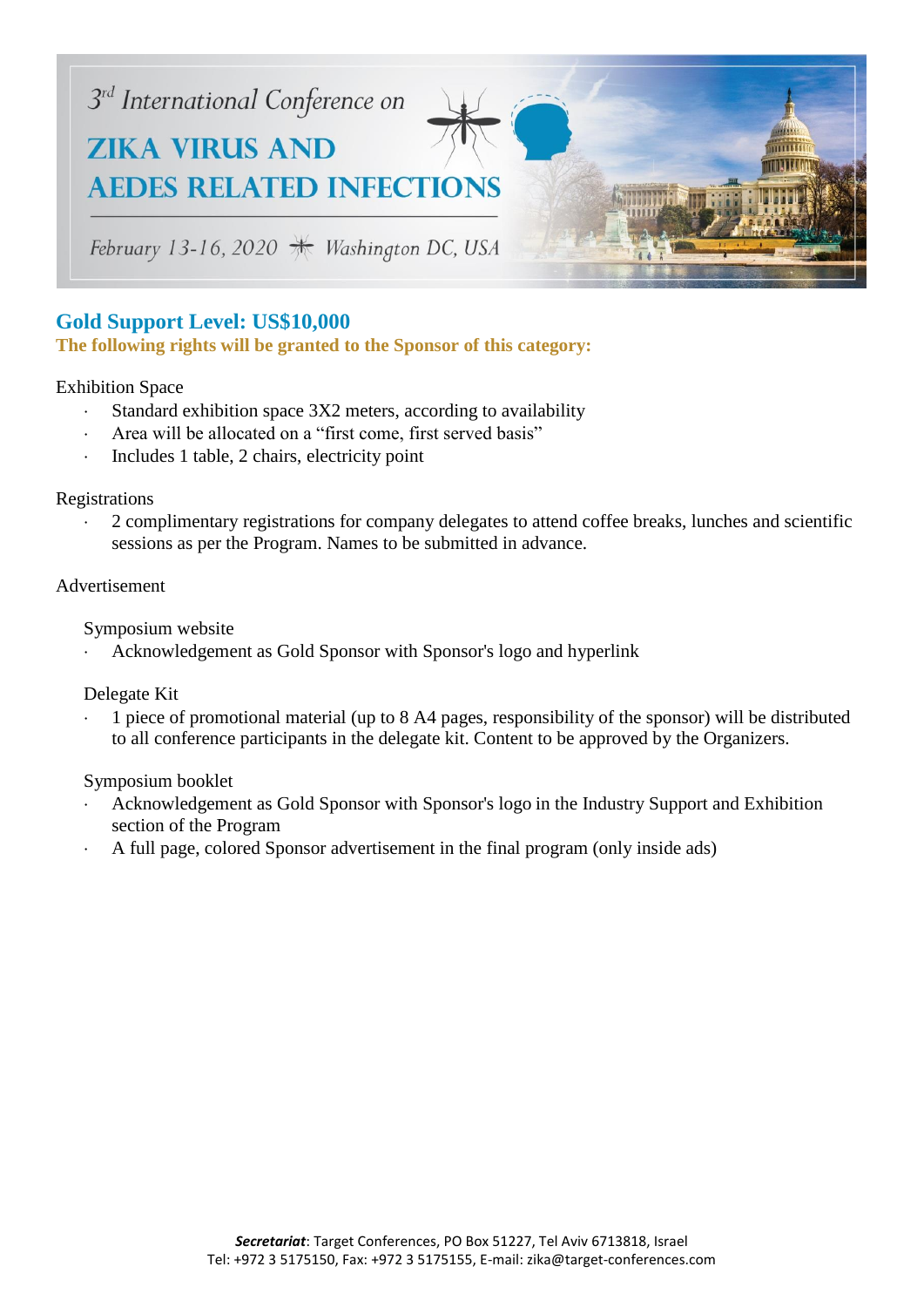## Gold Support Level: US$10,000

**The following rights will be granted to the Sponsor of this category:**

Exhibition Space

- Standard exhibition space 3X2 meters, according to availability
- Area will be allocated on a “first come, first served basis”
- Includes 1 table, 2 chairs, electricity point

Registrations

- 2 complimentary registrations for company delegates to attend coffee breaks, lunches and scientific sessions as per the Program. Names to be submitted in advance.

Advertisement

Symposium website

- Acknowledgement as Gold Sponsor with Sponsor's logo and hyperlink

Delegate Kit

- 1 piece of promotional material (up to 8 A4 pages, responsibility of the sponsor) will be distributed to all conference participants in the delegate kit. Content to be approved by the Organizers.

Symposium booklet

- Acknowledgement as Gold Sponsor with Sponsor's logo in the Industry Support and Exhibition section of the Program
- A full page, colored Sponsor advertisement in the final program (only inside ads)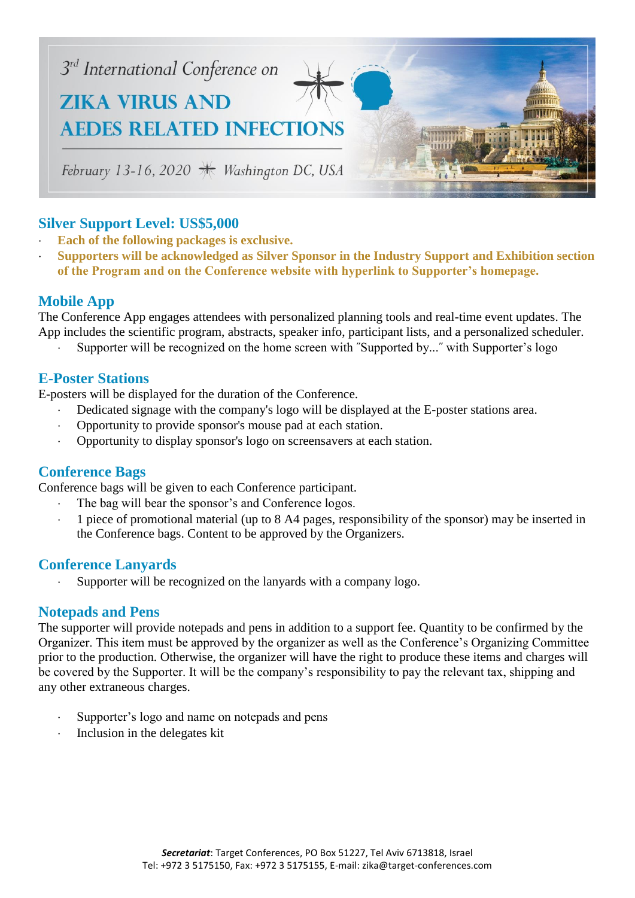## Silver Support Level: US$5,000

- **Each of the following packages is exclusive.**
- **Supporters will be acknowledged as Silver Sponsor in the Industry Support and Exhibition section of the Program and on the Conference website with hyperlink to Supporter's homepage.**

### Mobile App

The Conference App engages attendees with personalized planning tools and real-time event updates. The App includes the scientific program, abstracts, speaker info, participant lists, and a personalized scheduler.

- Supporter will be recognized on the home screen with ″Supported by...″ with Supporter's logo

### E-Poster Stations

E-posters will be displayed for the duration of the Conference.

- Dedicated signage with the company's logo will be displayed at the E-poster stations area.
- Opportunity to provide sponsor's mouse pad at each station.
- Opportunity to display sponsor's logo on screensavers at each station.

### Conference Bags

Conference bags will be given to each Conference participant.

- The bag will bear the sponsor's and Conference logos.
- 1 piece of promotional material (up to 8 A4 pages, responsibility of the sponsor) may be inserted in the Conference bags. Content to be approved by the Organizers.

### Conference Lanyards

- Supporter will be recognized on the lanyards with a company logo.

### Notepads and Pens

The supporter will provide notepads and pens in addition to a support fee. Quantity to be confirmed by the Organizer. This item must be approved by the organizer as well as the Conference's Organizing Committee prior to the production. Otherwise, the organizer will have the right to produce these items and charges will be covered by the Supporter. It will be the company's responsibility to pay the relevant tax, shipping and any other extraneous charges.

- Supporter's logo and name on notepads and pens
- Inclusion in the delegates kit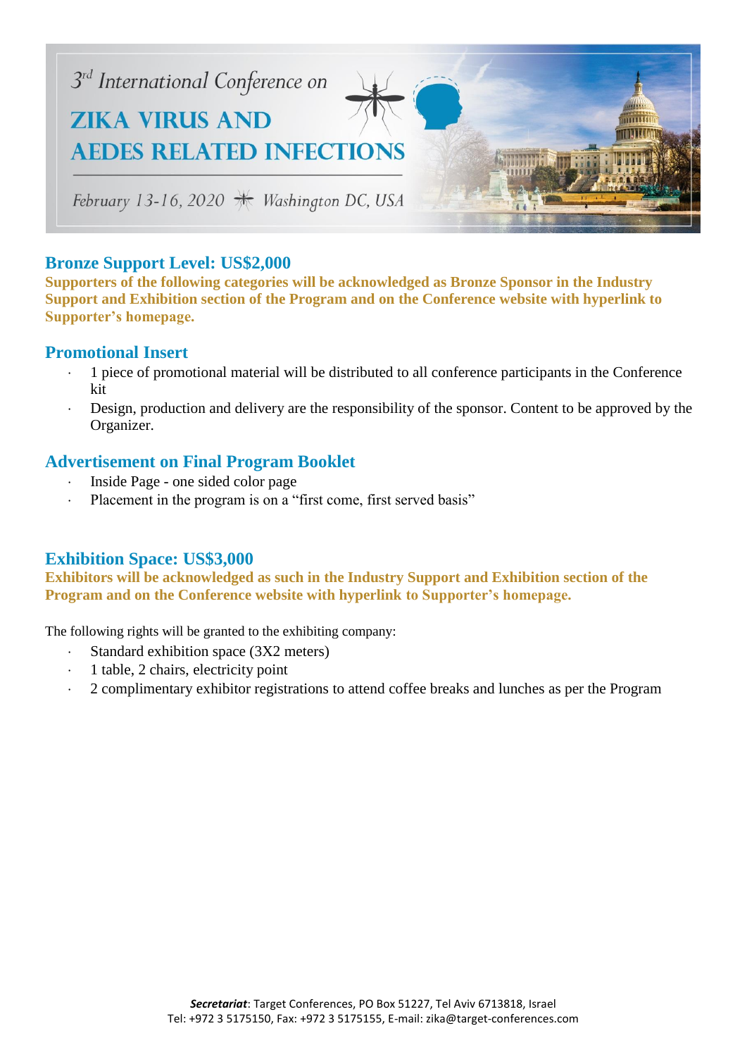## Bronze Support Level: US$2,000

**Supporters of the following categories will be acknowledged as Bronze Sponsor in the Industry Support and Exhibition section of the Program and on the Conference website with hyperlink to Supporter's homepage.**

### Promotional Insert

- 1 piece of promotional material will be distributed to all conference participants in the Conference kit
- Design, production and delivery are the responsibility of the sponsor. Content to be approved by the Organizer.

### Advertisement on Final Program Booklet

- Inside Page - one sided color page
- Placement in the program is on a "first come, first served basis"

## Exhibition Space: US$3,000

**Exhibitors will be acknowledged as such in the Industry Support and Exhibition section of the Program and on the Conference website with hyperlink to Supporter's homepage.**

The following rights will be granted to the exhibiting company:

- Standard exhibition space (3X2 meters)
- 1 table, 2 chairs, electricity point
- 2 complimentary exhibitor registrations to attend coffee breaks and lunches as per the Program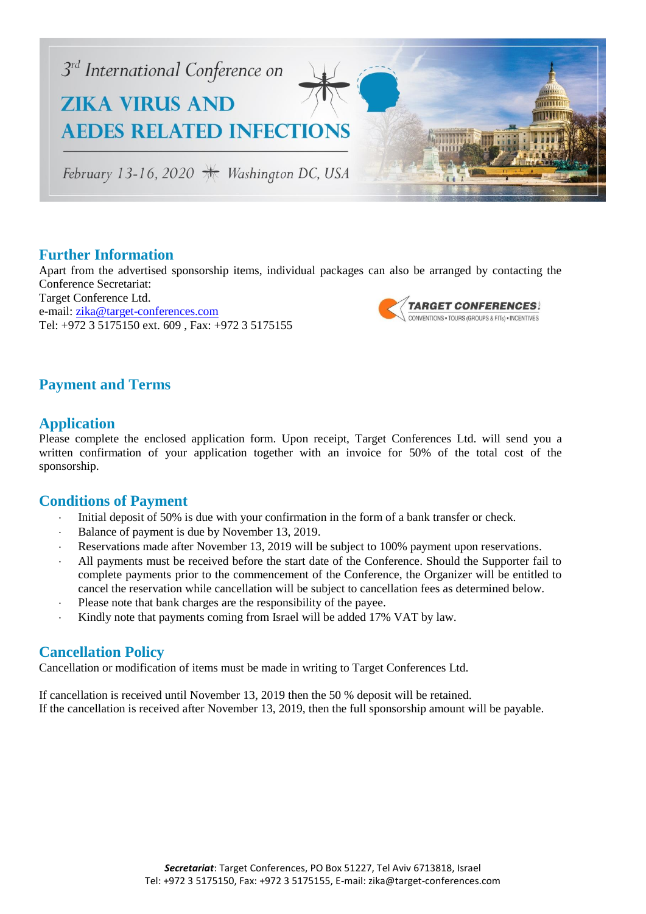## Further Information

Apart from the advertised sponsorship items, individual packages can also be arranged by contacting the Conference Secretariat:
Target Conference Ltd.
e-mail: zika@target-conferences.com
Tel: +972 3 5175150 ext. 609 , Fax: +972 3 5175155

## Payment and Terms

## Application

Please complete the enclosed application form. Upon receipt, Target Conferences Ltd. will send you a written confirmation of your application together with an invoice for 50% of the total cost of the sponsorship.

## Conditions of Payment

- Initial deposit of 50% is due with your confirmation in the form of a bank transfer or check.
- Balance of payment is due by November 13, 2019.
- Reservations made after November 13, 2019 will be subject to 100% payment upon reservations.
- All payments must be received before the start date of the Conference. Should the Supporter fail to complete payments prior to the commencement of the Conference, the Organizer will be entitled to cancel the reservation while cancellation will be subject to cancellation fees as determined below.
- Please note that bank charges are the responsibility of the payee.
- Kindly note that payments coming from Israel will be added 17% VAT by law.

## Cancellation Policy

Cancellation or modification of items must be made in writing to Target Conferences Ltd.

If cancellation is received until November 13, 2019 then the 50 % deposit will be retained.
If the cancellation is received after November 13, 2019, then the full sponsorship amount will be payable.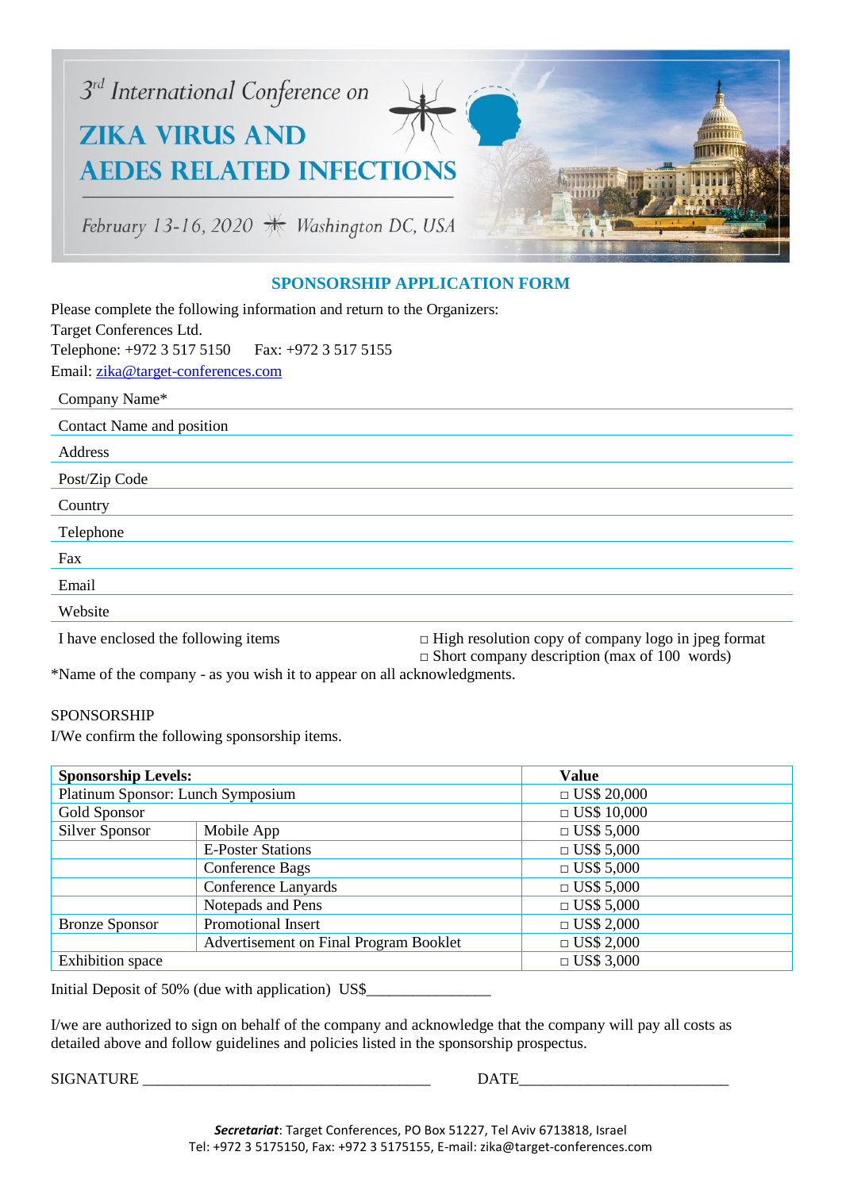3rd International Conference on

# ZIKA VIRUS AND AEDES RELATED INFECTIONS

February 13-16, 2020 Washington DC, USA

## SPONSORSHIP APPLICATION FORM

Please complete the following information and return to the Organizers:
Target Conferences Ltd.
Telephone: +972 3 517 5150 Fax: +972 3 517 5155
Email: zika@target-conferences.com

Company Name*

Contact Name and position

Address

Post/Zip Code

Country

Telephone

Fax

Email

Website

I have enclosed the following items

□ High resolution copy of company logo in jpeg format
□ Short company description (max of 100 words)

*Name of the company - as you wish it to appear on all acknowledgments.

SPONSORSHIP
I/We confirm the following sponsorship items.

| **Sponsorship Levels:** | | **Value** |
|---|---|---|
| Platinum Sponsor: Lunch Symposium | | □ US$ 20,000 |
| Gold Sponsor | | □ US$ 10,000 |
| Silver Sponsor | Mobile App | □ US$ 5,000 |
| | E-Poster Stations | □ US$ 5,000 |
| | Conference Bags | □ US$ 5,000 |
| | Conference Lanyards | □ US$ 5,000 |
| | Notepads and Pens | □ US$ 5,000 |
| Bronze Sponsor | Promotional Insert | □ US$ 2,000 |
| | Advertisement on Final Program Booklet | □ US$ 2,000 |
| Exhibition space | | □ US$ 3,000 |

Initial Deposit of 50% (due with application) US$________________

I/we are authorized to sign on behalf of the company and acknowledge that the company will pay all costs as detailed above and follow guidelines and policies listed in the sponsorship prospectus.

SIGNATURE _____________________________________ DATE___________________________

***Secretariat***: Target Conferences, PO Box 51227, Tel Aviv 6713818, Israel
Tel: +972 3 5175150, Fax: +972 3 5175155, E-mail: zika@target-conferences.com